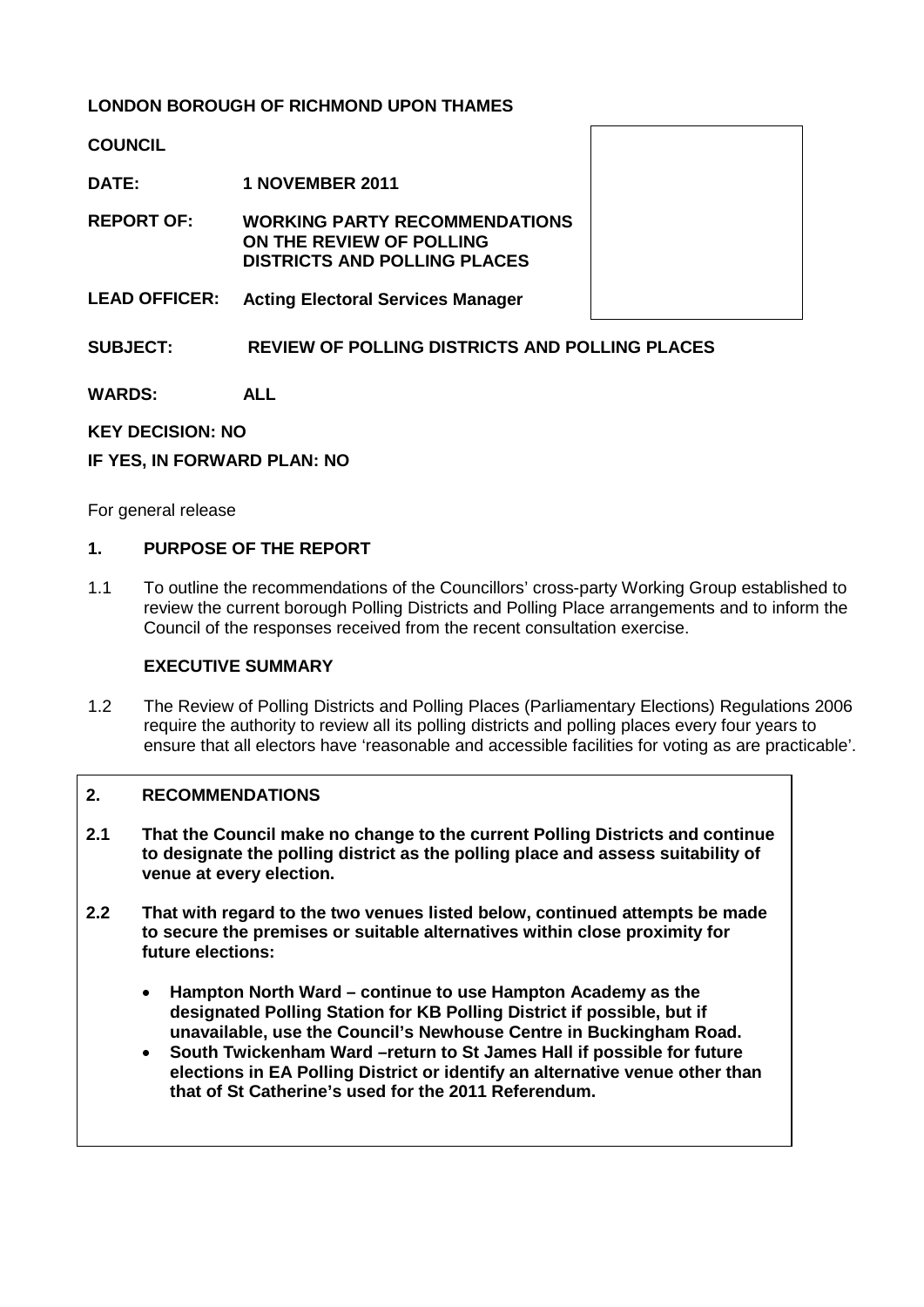**LONDON BOROUGH OF RICHMOND UPON THAMES**

**COUNCIL**

**DATE:** **1 NOVEMBER 2011**

**REPORT OF:** **WORKING PARTY RECOMMENDATIONS ON THE REVIEW OF POLLING DISTRICTS AND POLLING PLACES**

**LEAD OFFICER:** **Acting Electoral Services Manager**

**SUBJECT:** **REVIEW OF POLLING DISTRICTS AND POLLING PLACES**

**WARDS:** **ALL**

**KEY DECISION: NO**

**IF YES, IN FORWARD PLAN: NO**

For general release

## 1. PURPOSE OF THE REPORT

1.1 To outline the recommendations of the Councillors' cross-party Working Group established to review the current borough Polling Districts and Polling Place arrangements and to inform the Council of the responses received from the recent consultation exercise.

### EXECUTIVE SUMMARY

1.2 The Review of Polling Districts and Polling Places (Parliamentary Elections) Regulations 2006 require the authority to review all its polling districts and polling places every four years to ensure that all electors have 'reasonable and accessible facilities for voting as are practicable'.

## 2. RECOMMENDATIONS

**2.1 That the Council make no change to the current Polling Districts and continue to designate the polling district as the polling place and assess suitability of venue at every election.**

**2.2 That with regard to the two venues listed below, continued attempts be made to secure the premises or suitable alternatives within close proximity for future elections:**

- **Hampton North Ward – continue to use Hampton Academy as the designated Polling Station for KB Polling District if possible, but if unavailable, use the Council's Newhouse Centre in Buckingham Road.**
- **South Twickenham Ward –return to St James Hall if possible for future elections in EA Polling District or identify an alternative venue other than that of St Catherine's used for the 2011 Referendum.**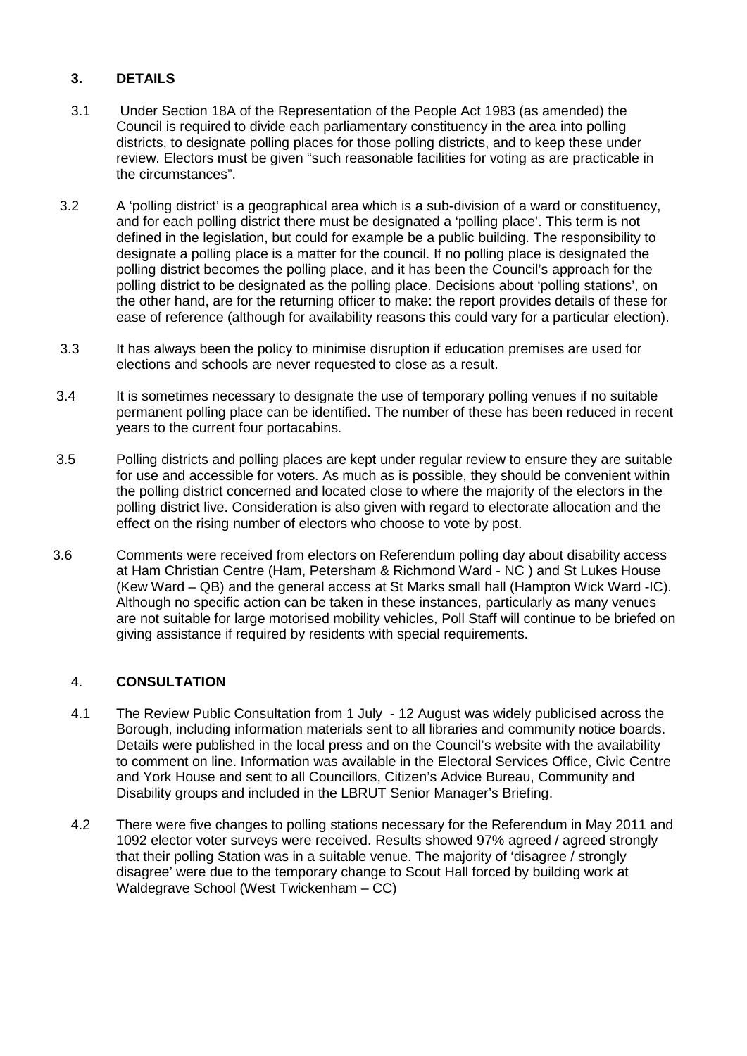## 3. DETAILS

3.1 Under Section 18A of the Representation of the People Act 1983 (as amended) the Council is required to divide each parliamentary constituency in the area into polling districts, to designate polling places for those polling districts, and to keep these under review. Electors must be given "such reasonable facilities for voting as are practicable in the circumstances".

3.2 A 'polling district' is a geographical area which is a sub-division of a ward or constituency, and for each polling district there must be designated a 'polling place'. This term is not defined in the legislation, but could for example be a public building. The responsibility to designate a polling place is a matter for the council. If no polling place is designated the polling district becomes the polling place, and it has been the Council's approach for the polling district to be designated as the polling place. Decisions about 'polling stations', on the other hand, are for the returning officer to make: the report provides details of these for ease of reference (although for availability reasons this could vary for a particular election).

3.3 It has always been the policy to minimise disruption if education premises are used for elections and schools are never requested to close as a result.

3.4 It is sometimes necessary to designate the use of temporary polling venues if no suitable permanent polling place can be identified. The number of these has been reduced in recent years to the current four portacabins.

3.5 Polling districts and polling places are kept under regular review to ensure they are suitable for use and accessible for voters. As much as is possible, they should be convenient within the polling district concerned and located close to where the majority of the electors in the polling district live. Consideration is also given with regard to electorate allocation and the effect on the rising number of electors who choose to vote by post.

3.6 Comments were received from electors on Referendum polling day about disability access at Ham Christian Centre (Ham, Petersham & Richmond Ward - NC ) and St Lukes House (Kew Ward – QB) and the general access at St Marks small hall (Hampton Wick Ward -IC). Although no specific action can be taken in these instances, particularly as many venues are not suitable for large motorised mobility vehicles, Poll Staff will continue to be briefed on giving assistance if required by residents with special requirements.

## 4. CONSULTATION

4.1 The Review Public Consultation from 1 July - 12 August was widely publicised across the Borough, including information materials sent to all libraries and community notice boards. Details were published in the local press and on the Council's website with the availability to comment on line. Information was available in the Electoral Services Office, Civic Centre and York House and sent to all Councillors, Citizen's Advice Bureau, Community and Disability groups and included in the LBRUT Senior Manager's Briefing.

4.2 There were five changes to polling stations necessary for the Referendum in May 2011 and 1092 elector voter surveys were received. Results showed 97% agreed / agreed strongly that their polling Station was in a suitable venue. The majority of 'disagree / strongly disagree' were due to the temporary change to Scout Hall forced by building work at Waldegrave School (West Twickenham – CC)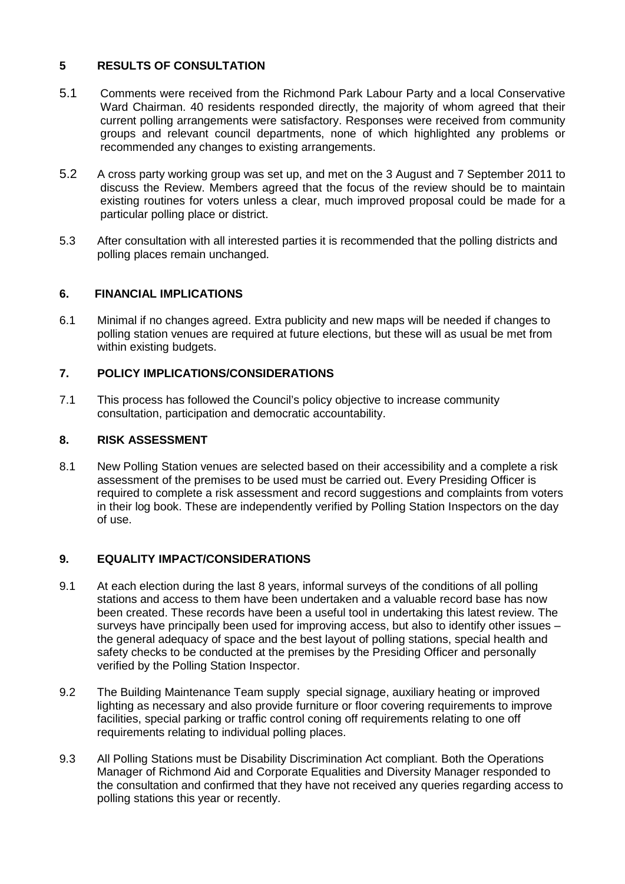## 5 RESULTS OF CONSULTATION

5.1 Comments were received from the Richmond Park Labour Party and a local Conservative Ward Chairman. 40 residents responded directly, the majority of whom agreed that their current polling arrangements were satisfactory. Responses were received from community groups and relevant council departments, none of which highlighted any problems or recommended any changes to existing arrangements.

5.2 A cross party working group was set up, and met on the 3 August and 7 September 2011 to discuss the Review. Members agreed that the focus of the review should be to maintain existing routines for voters unless a clear, much improved proposal could be made for a particular polling place or district.

5.3 After consultation with all interested parties it is recommended that the polling districts and polling places remain unchanged.

## 6. FINANCIAL IMPLICATIONS

6.1 Minimal if no changes agreed. Extra publicity and new maps will be needed if changes to polling station venues are required at future elections, but these will as usual be met from within existing budgets.

## 7. POLICY IMPLICATIONS/CONSIDERATIONS

7.1 This process has followed the Council's policy objective to increase community consultation, participation and democratic accountability.

## 8. RISK ASSESSMENT

8.1 New Polling Station venues are selected based on their accessibility and a complete a risk assessment of the premises to be used must be carried out. Every Presiding Officer is required to complete a risk assessment and record suggestions and complaints from voters in their log book. These are independently verified by Polling Station Inspectors on the day of use.

## 9. EQUALITY IMPACT/CONSIDERATIONS

9.1 At each election during the last 8 years, informal surveys of the conditions of all polling stations and access to them have been undertaken and a valuable record base has now been created. These records have been a useful tool in undertaking this latest review. The surveys have principally been used for improving access, but also to identify other issues – the general adequacy of space and the best layout of polling stations, special health and safety checks to be conducted at the premises by the Presiding Officer and personally verified by the Polling Station Inspector.

9.2 The Building Maintenance Team supply special signage, auxiliary heating or improved lighting as necessary and also provide furniture or floor covering requirements to improve facilities, special parking or traffic control coning off requirements relating to one off requirements relating to individual polling places.

9.3 All Polling Stations must be Disability Discrimination Act compliant. Both the Operations Manager of Richmond Aid and Corporate Equalities and Diversity Manager responded to the consultation and confirmed that they have not received any queries regarding access to polling stations this year or recently.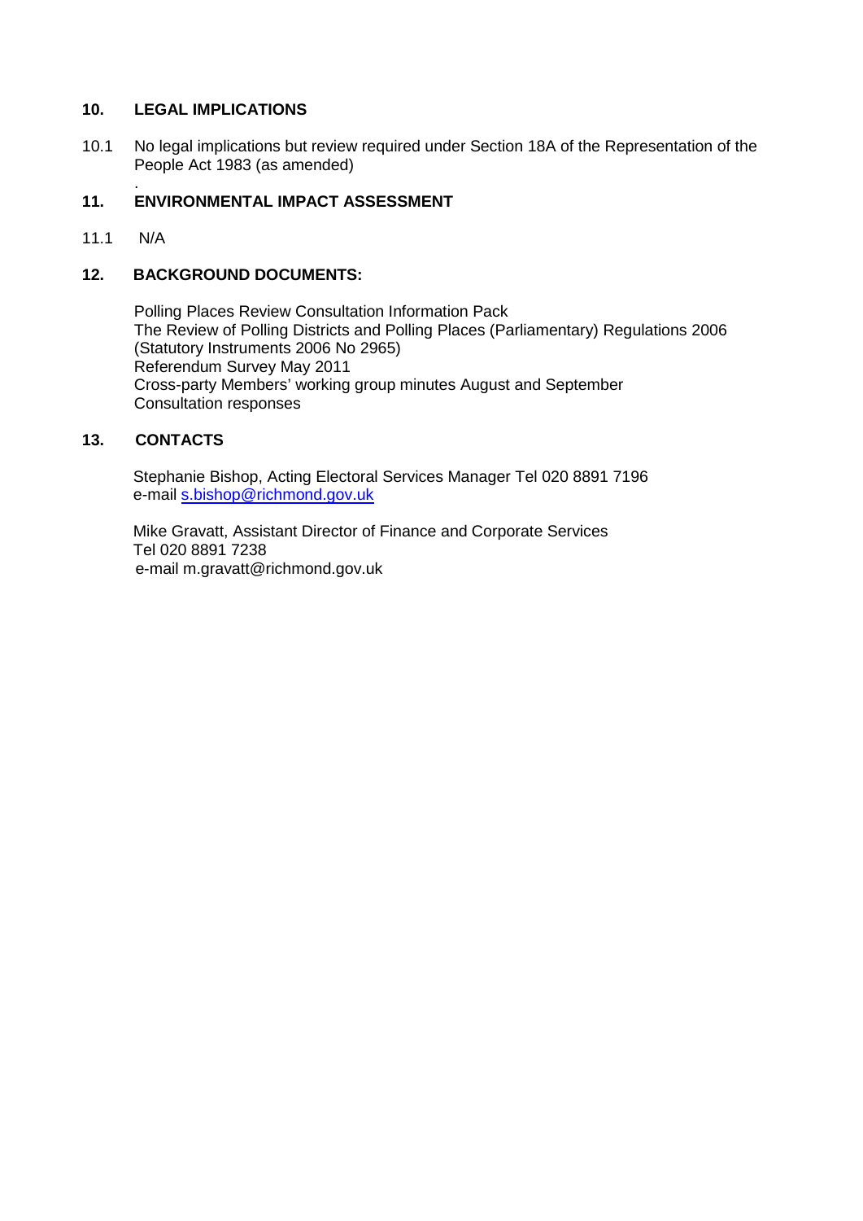## 10. LEGAL IMPLICATIONS

10.1 No legal implications but review required under Section 18A of the Representation of the People Act 1983 (as amended)

.

## 11. ENVIRONMENTAL IMPACT ASSESSMENT

11.1 N/A

## 12. BACKGROUND DOCUMENTS:

Polling Places Review Consultation Information Pack
The Review of Polling Districts and Polling Places (Parliamentary) Regulations 2006 (Statutory Instruments 2006 No 2965)
Referendum Survey May 2011
Cross-party Members' working group minutes August and September
Consultation responses

## 13. CONTACTS

Stephanie Bishop, Acting Electoral Services Manager Tel 020 8891 7196
e-mail s.bishop@richmond.gov.uk

Mike Gravatt, Assistant Director of Finance and Corporate Services
Tel 020 8891 7238
e-mail m.gravatt@richmond.gov.uk